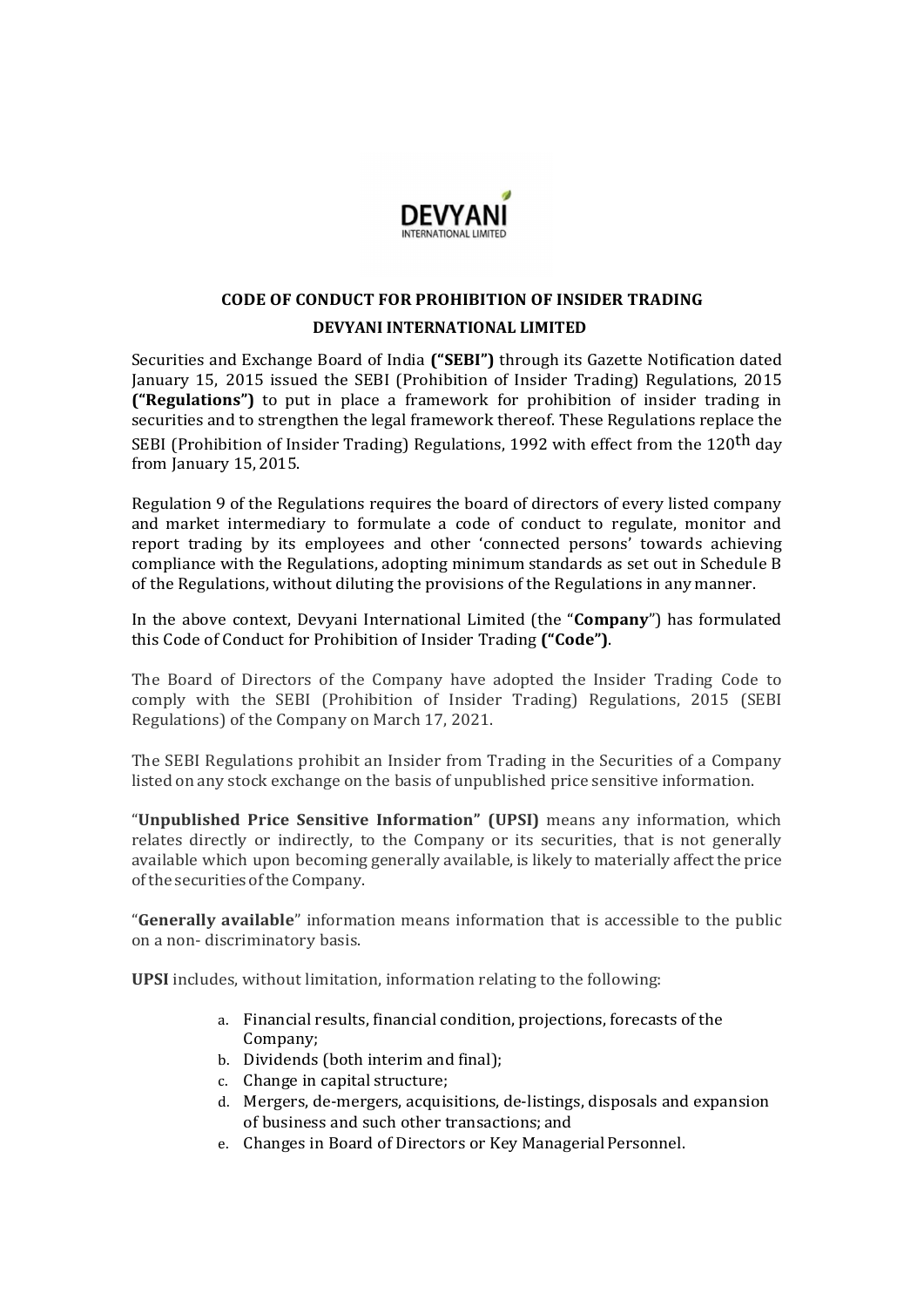# CODE OF CONDUCT FOR PROHIBITION OF INSIDER TRADING

## DEVYANI INTERNATIONAL LIMITED

Securities and Exchange Board of India **("SEBI")** through its Gazette Notification dated January 15, 2015 issued the SEBI (Prohibition of Insider Trading) Regulations, 2015 **("Regulations")** to put in place a framework for prohibition of insider trading in securities and to strengthen the legal framework thereof. These Regulations replace the SEBI (Prohibition of Insider Trading) Regulations, 1992 with effect from the 120th day from January 15, 2015.

Regulation 9 of the Regulations requires the board of directors of every listed company and market intermediary to formulate a code of conduct to regulate, monitor and report trading by its employees and other 'connected persons' towards achieving compliance with the Regulations, adopting minimum standards as set out in Schedule B of the Regulations, without diluting the provisions of the Regulations in any manner.

In the above context, Devyani International Limited (the "**Company**") has formulated this Code of Conduct for Prohibition of Insider Trading **("Code")**.

The Board of Directors of the Company have adopted the Insider Trading Code to comply with the SEBI (Prohibition of Insider Trading) Regulations, 2015 (SEBI Regulations) of the Company on March 17, 2021.

The SEBI Regulations prohibit an Insider from Trading in the Securities of a Company listed on any stock exchange on the basis of unpublished price sensitive information.

"**Unpublished Price Sensitive Information" (UPSI)** means any information, which relates directly or indirectly, to the Company or its securities, that is not generally available which upon becoming generally available, is likely to materially affect the price of the securities of the Company.

"**Generally available**" information means information that is accessible to the public on a non- discriminatory basis.

**UPSI** includes, without limitation, information relating to the following:

a. Financial results, financial condition, projections, forecasts of the Company;
b. Dividends (both interim and final);
c. Change in capital structure;
d. Mergers, de-mergers, acquisitions, de-listings, disposals and expansion of business and such other transactions; and
e. Changes in Board of Directors or Key Managerial Personnel.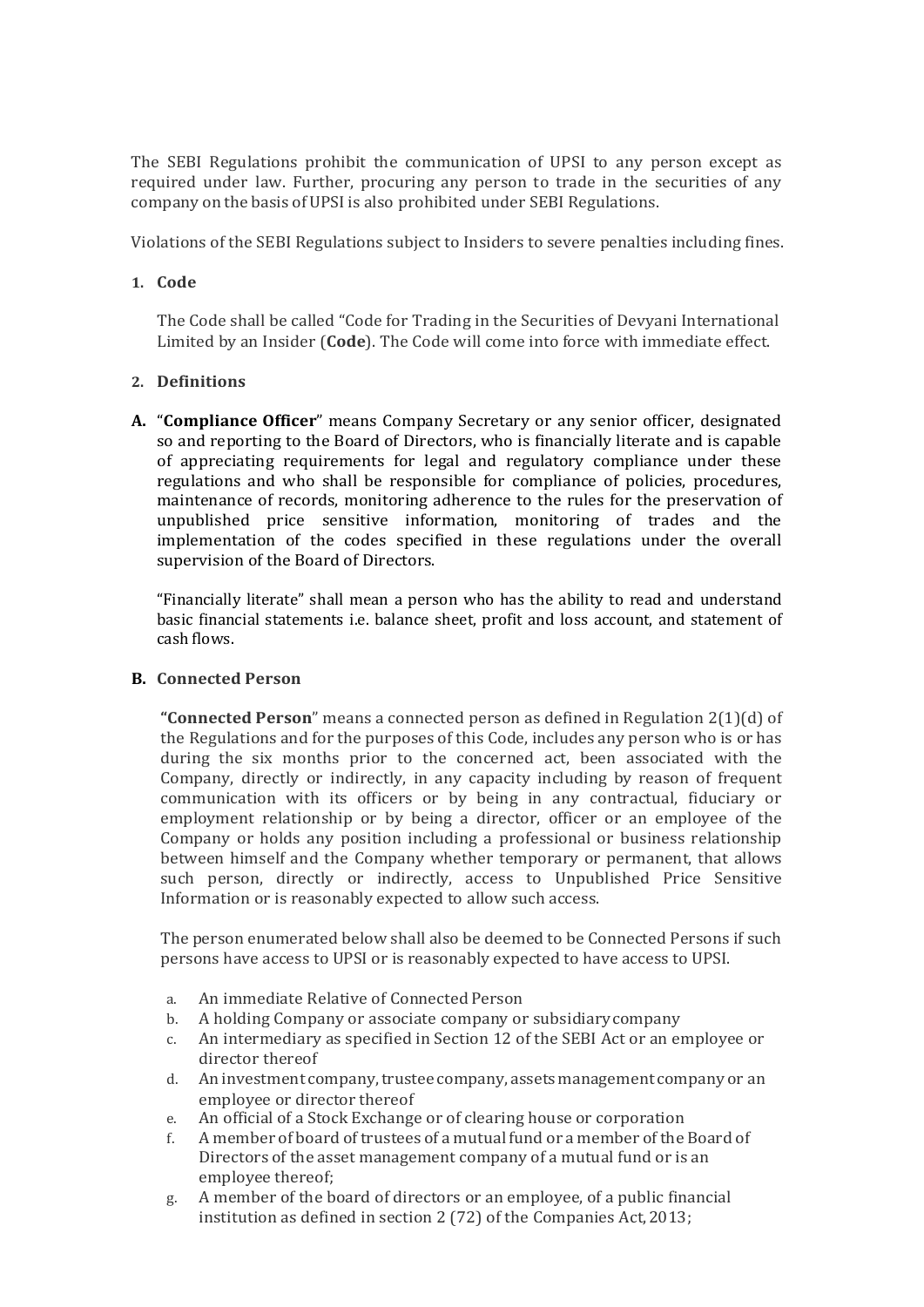The SEBI Regulations prohibit the communication of UPSI to any person except as required under law. Further, procuring any person to trade in the securities of any company on the basis of UPSI is also prohibited under SEBI Regulations.

Violations of the SEBI Regulations subject to Insiders to severe penalties including fines.

**1. Code**

The Code shall be called "Code for Trading in the Securities of Devyani International Limited by an Insider (**Code**). The Code will come into force with immediate effect.

**2. Definitions**

**A.** "**Compliance Officer**" means Company Secretary or any senior officer, designated so and reporting to the Board of Directors, who is financially literate and is capable of appreciating requirements for legal and regulatory compliance under these regulations and who shall be responsible for compliance of policies, procedures, maintenance of records, monitoring adherence to the rules for the preservation of unpublished price sensitive information, monitoring of trades and the implementation of the codes specified in these regulations under the overall supervision of the Board of Directors.

"Financially literate" shall mean a person who has the ability to read and understand basic financial statements i.e. balance sheet, profit and loss account, and statement of cash flows.

**B. Connected Person**

**"Connected Person**" means a connected person as defined in Regulation 2(1)(d) of the Regulations and for the purposes of this Code, includes any person who is or has during the six months prior to the concerned act, been associated with the Company, directly or indirectly, in any capacity including by reason of frequent communication with its officers or by being in any contractual, fiduciary or employment relationship or by being a director, officer or an employee of the Company or holds any position including a professional or business relationship between himself and the Company whether temporary or permanent, that allows such person, directly or indirectly, access to Unpublished Price Sensitive Information or is reasonably expected to allow such access.

The person enumerated below shall also be deemed to be Connected Persons if such persons have access to UPSI or is reasonably expected to have access to UPSI.

a. An immediate Relative of Connected Person
b. A holding Company or associate company or subsidiary company
c. An intermediary as specified in Section 12 of the SEBI Act or an employee or director thereof
d. An investment company, trustee company, assets management company or an employee or director thereof
e. An official of a Stock Exchange or of clearing house or corporation
f. A member of board of trustees of a mutual fund or a member of the Board of Directors of the asset management company of a mutual fund or is an employee thereof;
g. A member of the board of directors or an employee, of a public financial institution as defined in section 2 (72) of the Companies Act, 2013;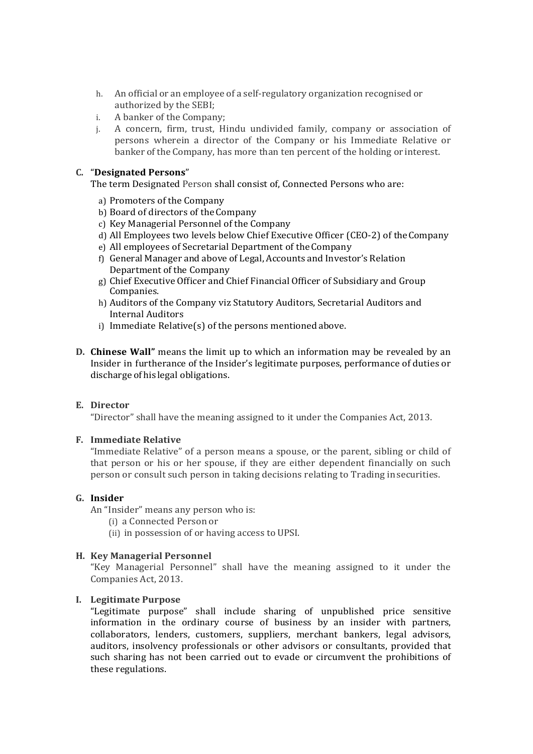h. An official or an employee of a self-regulatory organization recognised or authorized by the SEBI;
i. A banker of the Company;
j. A concern, firm, trust, Hindu undivided family, company or association of persons wherein a director of the Company or his Immediate Relative or banker of the Company, has more than ten percent of the holding or interest.

**C. "Designated Persons"**

The term Designated Person shall consist of, Connected Persons who are:

a) Promoters of the Company
b) Board of directors of the Company
c) Key Managerial Personnel of the Company
d) All Employees two levels below Chief Executive Officer (CEO-2) of the Company
e) All employees of Secretarial Department of the Company
f) General Manager and above of Legal, Accounts and Investor's Relation Department of the Company
g) Chief Executive Officer and Chief Financial Officer of Subsidiary and Group Companies.
h) Auditors of the Company viz Statutory Auditors, Secretarial Auditors and Internal Auditors
i) Immediate Relative(s) of the persons mentioned above.

**D. Chinese Wall"** means the limit up to which an information may be revealed by an Insider in furtherance of the Insider's legitimate purposes, performance of duties or discharge of his legal obligations.

**E. Director**

"Director" shall have the meaning assigned to it under the Companies Act, 2013.

**F. Immediate Relative**

"Immediate Relative" of a person means a spouse, or the parent, sibling or child of that person or his or her spouse, if they are either dependent financially on such person or consult such person in taking decisions relating to Trading in securities.

**G. Insider**

An "Insider" means any person who is:

(i) a Connected Person or
(ii) in possession of or having access to UPSI.

**H. Key Managerial Personnel**

"Key Managerial Personnel" shall have the meaning assigned to it under the Companies Act, 2013.

**I. Legitimate Purpose**

"Legitimate purpose" shall include sharing of unpublished price sensitive information in the ordinary course of business by an insider with partners, collaborators, lenders, customers, suppliers, merchant bankers, legal advisors, auditors, insolvency professionals or other advisors or consultants, provided that such sharing has not been carried out to evade or circumvent the prohibitions of these regulations.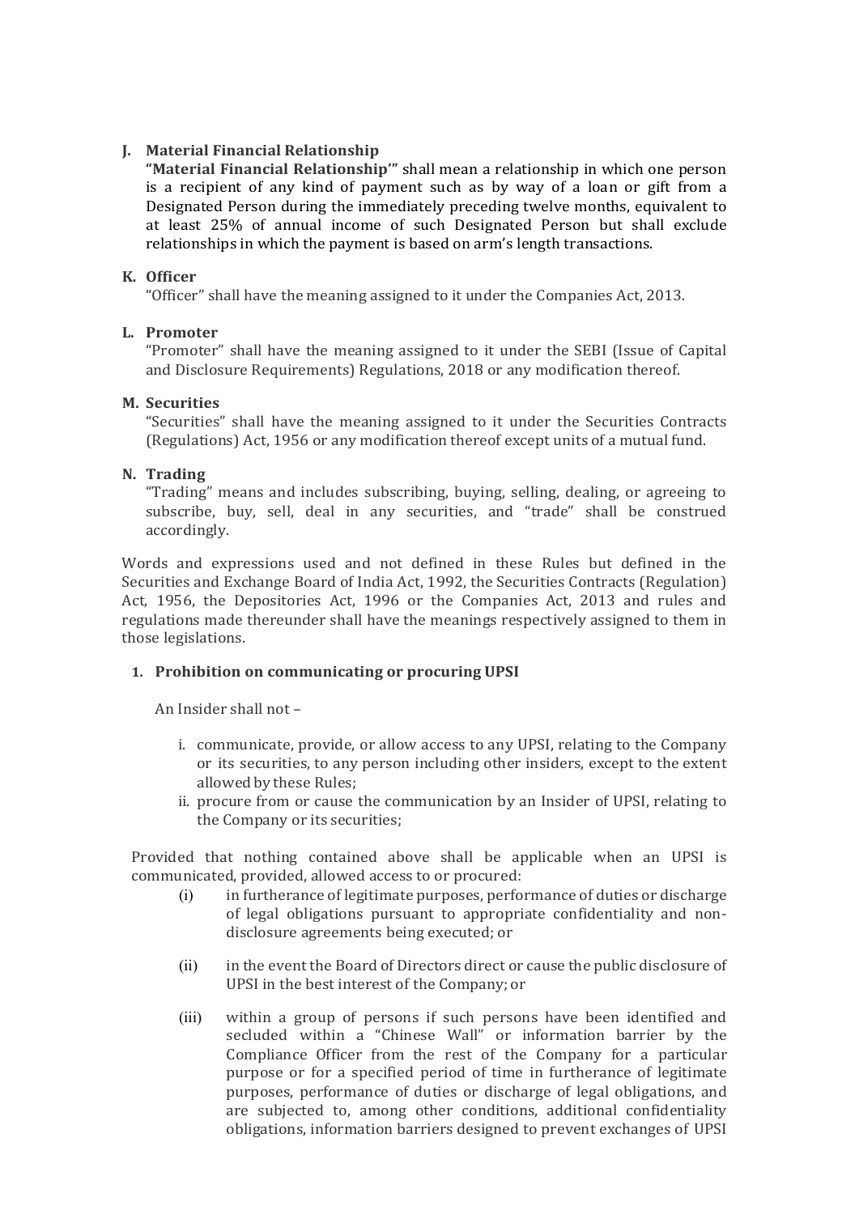**J. Material Financial Relationship**

**"Material Financial Relationship'"** shall mean a relationship in which one person is a recipient of any kind of payment such as by way of a loan or gift from a Designated Person during the immediately preceding twelve months, equivalent to at least 25% of annual income of such Designated Person but shall exclude relationships in which the payment is based on arm's length transactions.

**K. Officer**

"Officer" shall have the meaning assigned to it under the Companies Act, 2013.

**L. Promoter**

"Promoter" shall have the meaning assigned to it under the SEBI (Issue of Capital and Disclosure Requirements) Regulations, 2018 or any modification thereof.

**M. Securities**

"Securities" shall have the meaning assigned to it under the Securities Contracts (Regulations) Act, 1956 or any modification thereof except units of a mutual fund.

**N. Trading**

"Trading" means and includes subscribing, buying, selling, dealing, or agreeing to subscribe, buy, sell, deal in any securities, and "trade" shall be construed accordingly.

Words and expressions used and not defined in these Rules but defined in the Securities and Exchange Board of India Act, 1992, the Securities Contracts (Regulation) Act, 1956, the Depositories Act, 1996 or the Companies Act, 2013 and rules and regulations made thereunder shall have the meanings respectively assigned to them in those legislations.

**1. Prohibition on communicating or procuring UPSI**

An Insider shall not –

i. communicate, provide, or allow access to any UPSI, relating to the Company or its securities, to any person including other insiders, except to the extent allowed by these Rules;
ii. procure from or cause the communication by an Insider of UPSI, relating to the Company or its securities;

Provided that nothing contained above shall be applicable when an UPSI is communicated, provided, allowed access to or procured:

(i) in furtherance of legitimate purposes, performance of duties or discharge of legal obligations pursuant to appropriate confidentiality and non-disclosure agreements being executed; or

(ii) in the event the Board of Directors direct or cause the public disclosure of UPSI in the best interest of the Company; or

(iii) within a group of persons if such persons have been identified and secluded within a "Chinese Wall" or information barrier by the Compliance Officer from the rest of the Company for a particular purpose or for a specified period of time in furtherance of legitimate purposes, performance of duties or discharge of legal obligations, and are subjected to, among other conditions, additional confidentiality obligations, information barriers designed to prevent exchanges of UPSI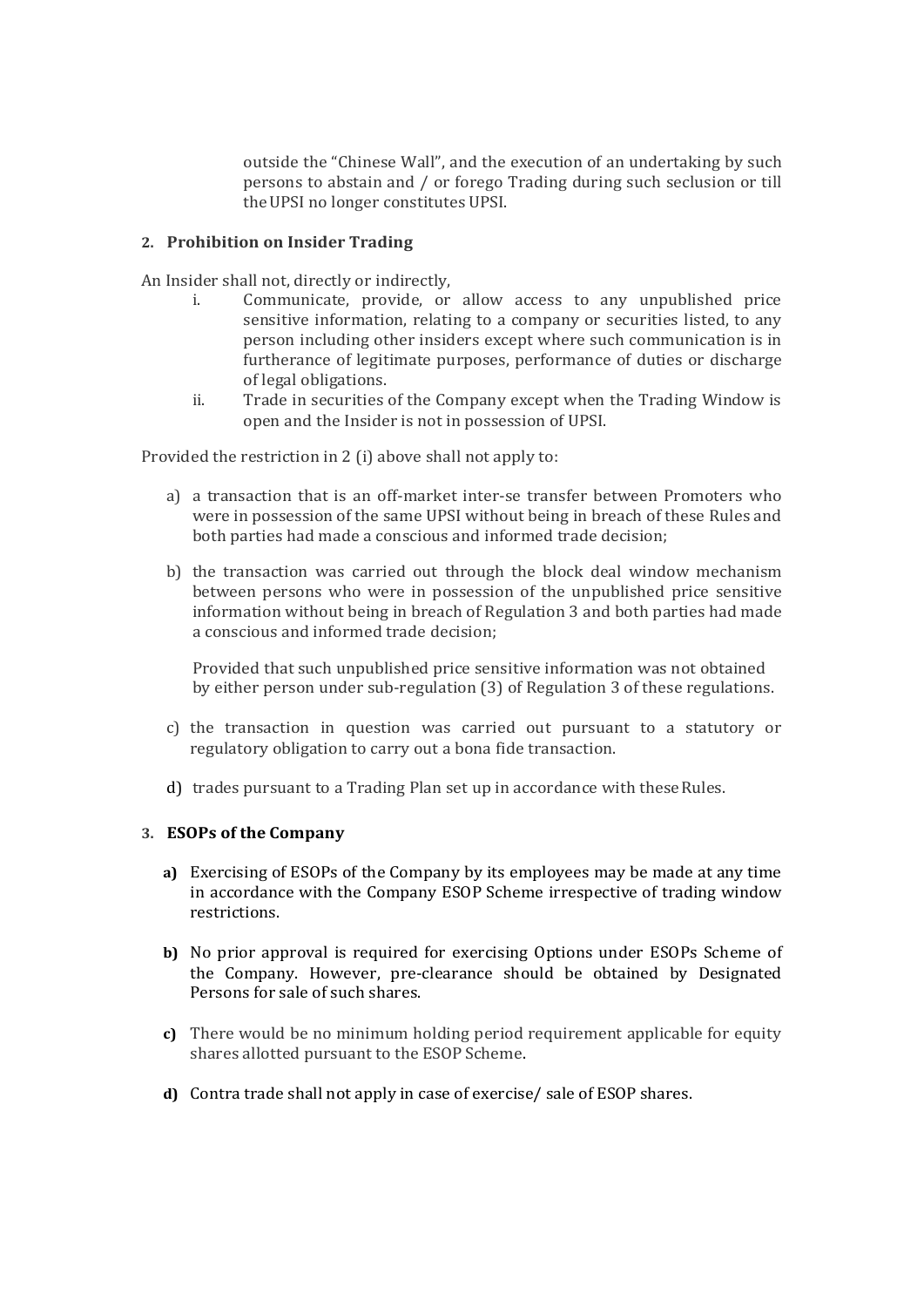outside the "Chinese Wall", and the execution of an undertaking by such persons to abstain and / or forego Trading during such seclusion or till the UPSI no longer constitutes UPSI.

## 2. Prohibition on Insider Trading

An Insider shall not, directly or indirectly,

i. Communicate, provide, or allow access to any unpublished price sensitive information, relating to a company or securities listed, to any person including other insiders except where such communication is in furtherance of legitimate purposes, performance of duties or discharge of legal obligations.

ii. Trade in securities of the Company except when the Trading Window is open and the Insider is not in possession of UPSI.

Provided the restriction in 2 (i) above shall not apply to:

a) a transaction that is an off-market inter-se transfer between Promoters who were in possession of the same UPSI without being in breach of these Rules and both parties had made a conscious and informed trade decision;

b) the transaction was carried out through the block deal window mechanism between persons who were in possession of the unpublished price sensitive information without being in breach of Regulation 3 and both parties had made a conscious and informed trade decision;

   Provided that such unpublished price sensitive information was not obtained by either person under sub-regulation (3) of Regulation 3 of these regulations.

c) the transaction in question was carried out pursuant to a statutory or regulatory obligation to carry out a bona fide transaction.

d) trades pursuant to a Trading Plan set up in accordance with these Rules.

## 3. ESOPs of the Company

**a)** Exercising of ESOPs of the Company by its employees may be made at any time in accordance with the Company ESOP Scheme irrespective of trading window restrictions.

**b)** No prior approval is required for exercising Options under ESOPs Scheme of the Company. However, pre-clearance should be obtained by Designated Persons for sale of such shares.

**c)** There would be no minimum holding period requirement applicable for equity shares allotted pursuant to the ESOP Scheme.

**d)** Contra trade shall not apply in case of exercise/ sale of ESOP shares.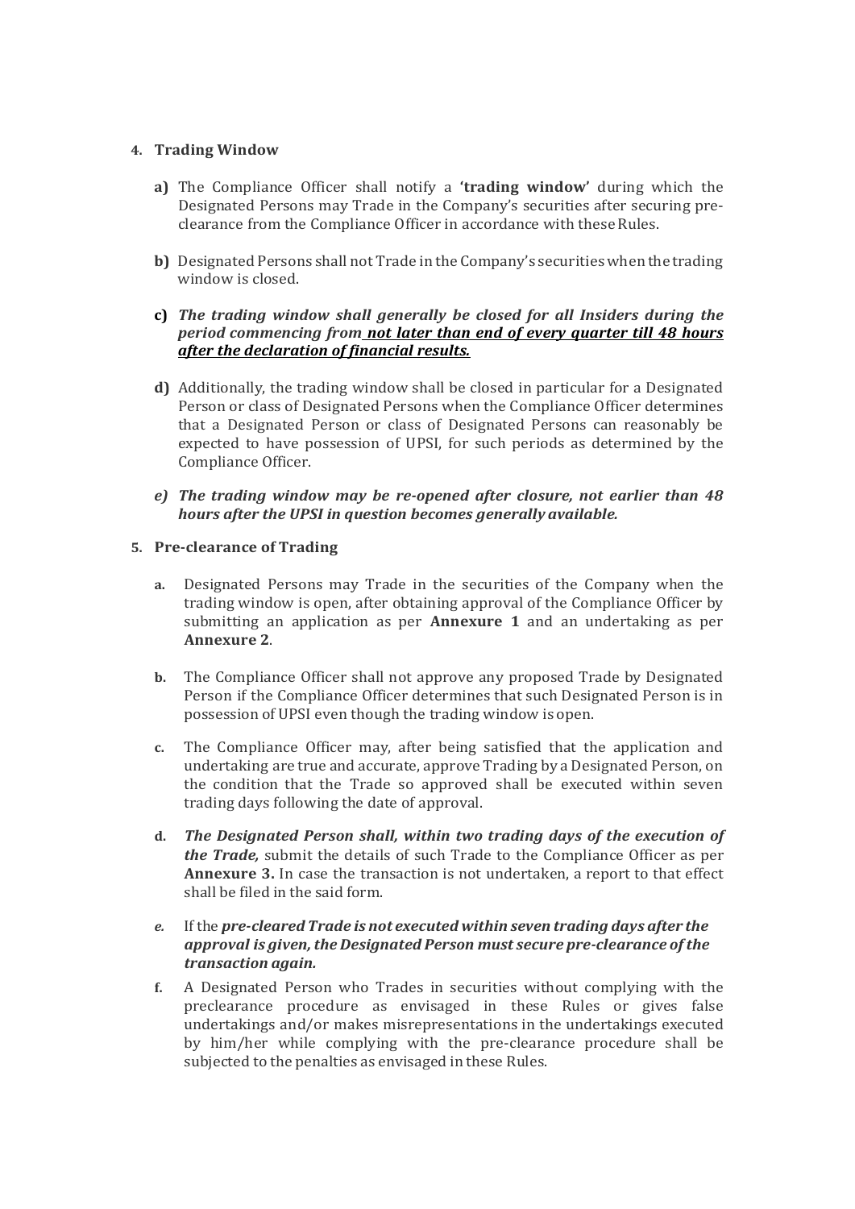## 4. Trading Window

**a)** The Compliance Officer shall notify a **'trading window'** during which the Designated Persons may Trade in the Company's securities after securing pre-clearance from the Compliance Officer in accordance with these Rules.

**b)** Designated Persons shall not Trade in the Company's securities when the trading window is closed.

**c)** ***The trading window shall generally be closed for all Insiders during the period commencing from <u>not later than end of every quarter till 48 hours after the declaration of financial results.</u>***

**d)** Additionally, the trading window shall be closed in particular for a Designated Person or class of Designated Persons when the Compliance Officer determines that a Designated Person or class of Designated Persons can reasonably be expected to have possession of UPSI, for such periods as determined by the Compliance Officer.

***e) The trading window may be re-opened after closure, not earlier than 48 hours after the UPSI in question becomes generally available.***

## 5. Pre-clearance of Trading

**a.** Designated Persons may Trade in the securities of the Company when the trading window is open, after obtaining approval of the Compliance Officer by submitting an application as per **Annexure 1** and an undertaking as per **Annexure 2**.

**b.** The Compliance Officer shall not approve any proposed Trade by Designated Person if the Compliance Officer determines that such Designated Person is in possession of UPSI even though the trading window is open.

**c.** The Compliance Officer may, after being satisfied that the application and undertaking are true and accurate, approve Trading by a Designated Person, on the condition that the Trade so approved shall be executed within seven trading days following the date of approval.

**d.** ***The Designated Person shall, within two trading days of the execution of the Trade,*** submit the details of such Trade to the Compliance Officer as per **Annexure 3.** In case the transaction is not undertaken, a report to that effect shall be filed in the said form.

***e.*** If the ***pre-cleared Trade is not executed within seven trading days after the approval is given, the Designated Person must secure pre-clearance of the transaction again.***

**f.** A Designated Person who Trades in securities without complying with the preclearance procedure as envisaged in these Rules or gives false undertakings and/or makes misrepresentations in the undertakings executed by him/her while complying with the pre-clearance procedure shall be subjected to the penalties as envisaged in these Rules.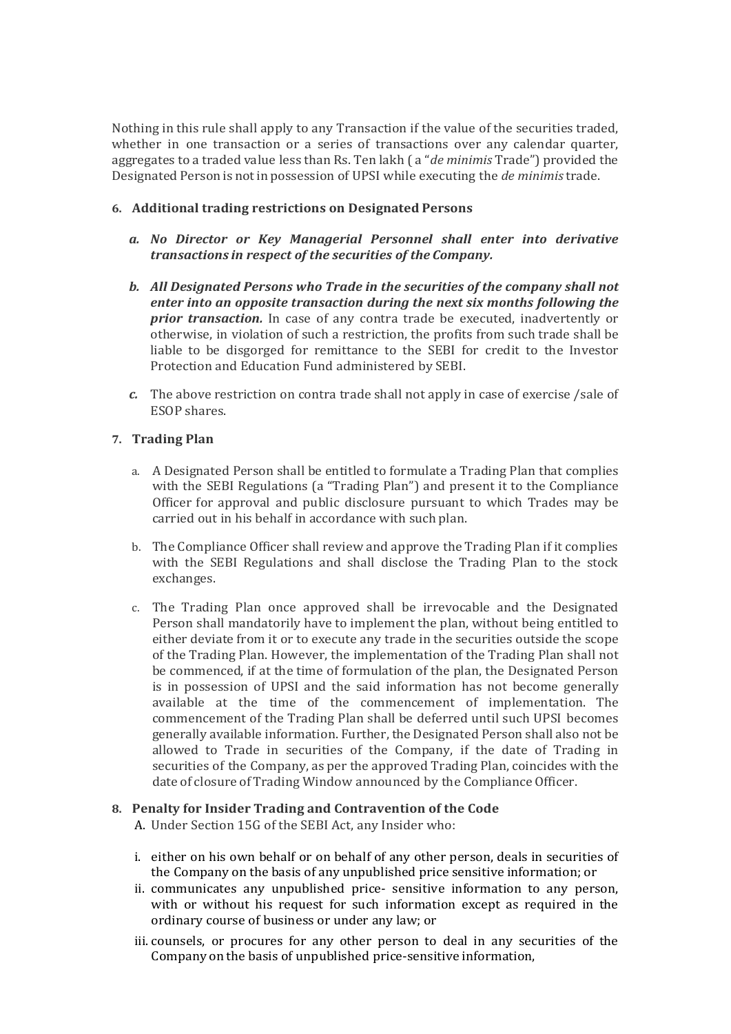Nothing in this rule shall apply to any Transaction if the value of the securities traded, whether in one transaction or a series of transactions over any calendar quarter, aggregates to a traded value less than Rs. Ten lakh ( a "*de minimis* Trade") provided the Designated Person is not in possession of UPSI while executing the *de minimis* trade.

### 6. Additional trading restrictions on Designated Persons

a. ***No Director or Key Managerial Personnel shall enter into derivative transactions in respect of the securities of the Company.***

b. ***All Designated Persons who Trade in the securities of the company shall not enter into an opposite transaction during the next six months following the prior transaction.*** In case of any contra trade be executed, inadvertently or otherwise, in violation of such a restriction, the profits from such trade shall be liable to be disgorged for remittance to the SEBI for credit to the Investor Protection and Education Fund administered by SEBI.

c. The above restriction on contra trade shall not apply in case of exercise /sale of ESOP shares.

### 7. Trading Plan

a. A Designated Person shall be entitled to formulate a Trading Plan that complies with the SEBI Regulations (a "Trading Plan") and present it to the Compliance Officer for approval and public disclosure pursuant to which Trades may be carried out in his behalf in accordance with such plan.

b. The Compliance Officer shall review and approve the Trading Plan if it complies with the SEBI Regulations and shall disclose the Trading Plan to the stock exchanges.

c. The Trading Plan once approved shall be irrevocable and the Designated Person shall mandatorily have to implement the plan, without being entitled to either deviate from it or to execute any trade in the securities outside the scope of the Trading Plan. However, the implementation of the Trading Plan shall not be commenced, if at the time of formulation of the plan, the Designated Person is in possession of UPSI and the said information has not become generally available at the time of the commencement of implementation. The commencement of the Trading Plan shall be deferred until such UPSI becomes generally available information. Further, the Designated Person shall also not be allowed to Trade in securities of the Company, if the date of Trading in securities of the Company, as per the approved Trading Plan, coincides with the date of closure of Trading Window announced by the Compliance Officer.

### 8. Penalty for Insider Trading and Contravention of the Code

A. Under Section 15G of the SEBI Act, any Insider who:

i. either on his own behalf or on behalf of any other person, deals in securities of the Company on the basis of any unpublished price sensitive information; or

ii. communicates any unpublished price- sensitive information to any person, with or without his request for such information except as required in the ordinary course of business or under any law; or

iii. counsels, or procures for any other person to deal in any securities of the Company on the basis of unpublished price-sensitive information,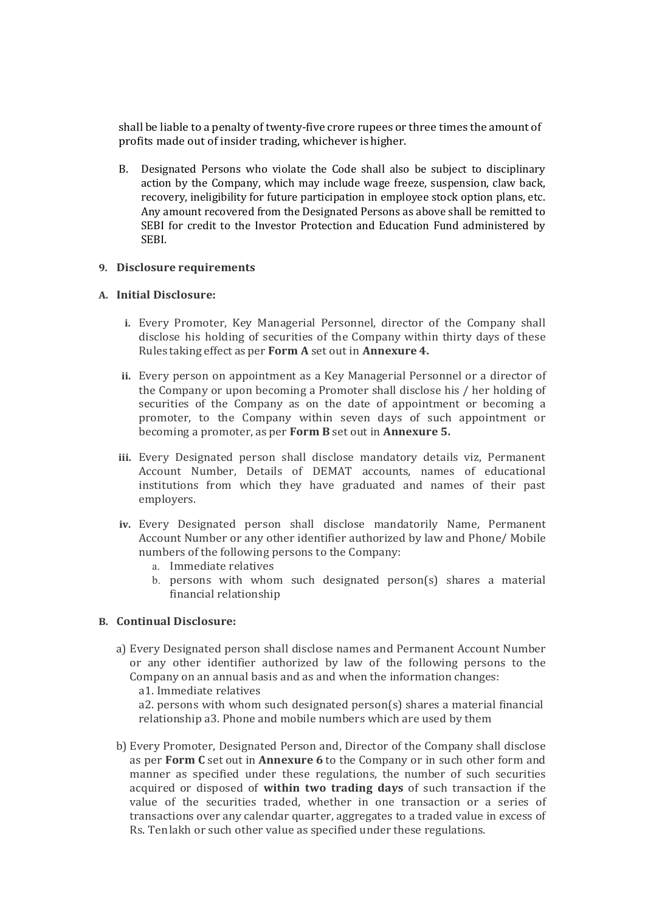shall be liable to a penalty of twenty-five crore rupees or three times the amount of profits made out of insider trading, whichever is higher.

B. Designated Persons who violate the Code shall also be subject to disciplinary action by the Company, which may include wage freeze, suspension, claw back, recovery, ineligibility for future participation in employee stock option plans, etc. Any amount recovered from the Designated Persons as above shall be remitted to SEBI for credit to the Investor Protection and Education Fund administered by SEBI.

**9. Disclosure requirements**

**A. Initial Disclosure:**

**i.** Every Promoter, Key Managerial Personnel, director of the Company shall disclose his holding of securities of the Company within thirty days of these Rules taking effect as per **Form A** set out in **Annexure 4.**

**ii.** Every person on appointment as a Key Managerial Personnel or a director of the Company or upon becoming a Promoter shall disclose his / her holding of securities of the Company as on the date of appointment or becoming a promoter, to the Company within seven days of such appointment or becoming a promoter, as per **Form B** set out in **Annexure 5.**

**iii.** Every Designated person shall disclose mandatory details viz, Permanent Account Number, Details of DEMAT accounts, names of educational institutions from which they have graduated and names of their past employers.

**iv.** Every Designated person shall disclose mandatorily Name, Permanent Account Number or any other identifier authorized by law and Phone/ Mobile numbers of the following persons to the Company:

a. Immediate relatives
b. persons with whom such designated person(s) shares a material financial relationship

**B. Continual Disclosure:**

a) Every Designated person shall disclose names and Permanent Account Number or any other identifier authorized by law of the following persons to the Company on an annual basis and as and when the information changes:
a1. Immediate relatives
a2. persons with whom such designated person(s) shares a material financial relationship a3. Phone and mobile numbers which are used by them

b) Every Promoter, Designated Person and, Director of the Company shall disclose as per **Form C** set out in **Annexure 6** to the Company or in such other form and manner as specified under these regulations, the number of such securities acquired or disposed of **within two trading days** of such transaction if the value of the securities traded, whether in one transaction or a series of transactions over any calendar quarter, aggregates to a traded value in excess of Rs. Ten lakh or such other value as specified under these regulations.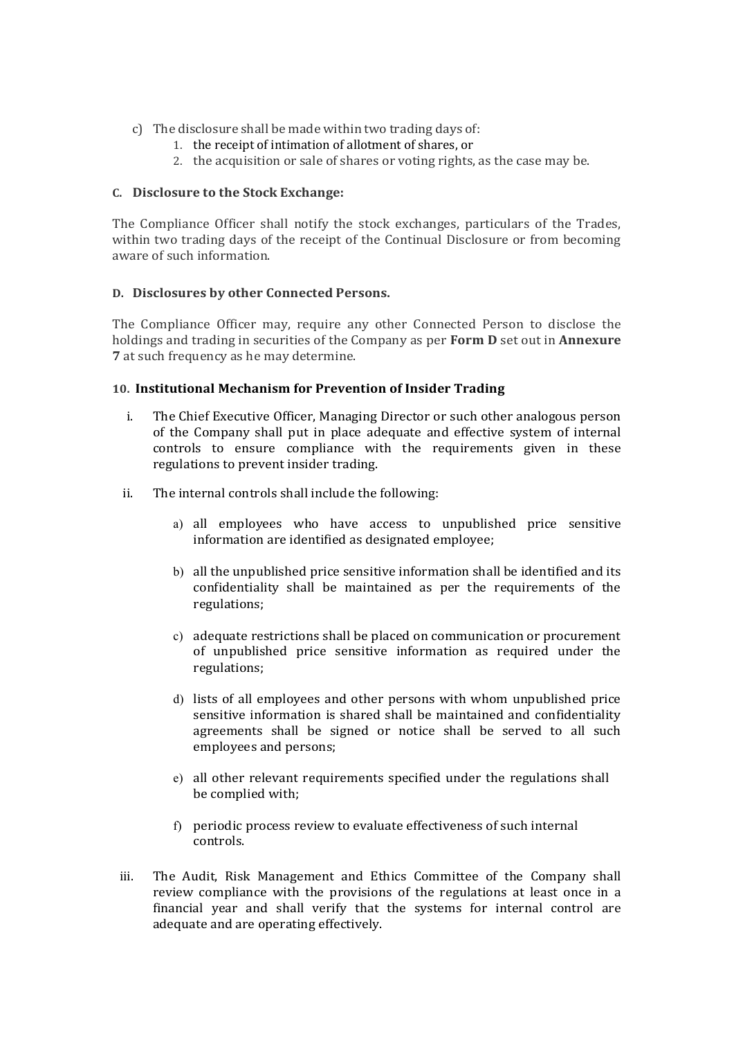c) The disclosure shall be made within two trading days of:
   1. the receipt of intimation of allotment of shares, or
   2. the acquisition or sale of shares or voting rights, as the case may be.

#### C. Disclosure to the Stock Exchange:

The Compliance Officer shall notify the stock exchanges, particulars of the Trades, within two trading days of the receipt of the Continual Disclosure or from becoming aware of such information.

#### D. Disclosures by other Connected Persons.

The Compliance Officer may, require any other Connected Person to disclose the holdings and trading in securities of the Company as per **Form D** set out in **Annexure 7** at such frequency as he may determine.

### 10. Institutional Mechanism for Prevention of Insider Trading

i. The Chief Executive Officer, Managing Director or such other analogous person of the Company shall put in place adequate and effective system of internal controls to ensure compliance with the requirements given in these regulations to prevent insider trading.

ii. The internal controls shall include the following:

   a) all employees who have access to unpublished price sensitive information are identified as designated employee;

   b) all the unpublished price sensitive information shall be identified and its confidentiality shall be maintained as per the requirements of the regulations;

   c) adequate restrictions shall be placed on communication or procurement of unpublished price sensitive information as required under the regulations;

   d) lists of all employees and other persons with whom unpublished price sensitive information is shared shall be maintained and confidentiality agreements shall be signed or notice shall be served to all such employees and persons;

   e) all other relevant requirements specified under the regulations shall be complied with;

   f) periodic process review to evaluate effectiveness of such internal controls.

iii. The Audit, Risk Management and Ethics Committee of the Company shall review compliance with the provisions of the regulations at least once in a financial year and shall verify that the systems for internal control are adequate and are operating effectively.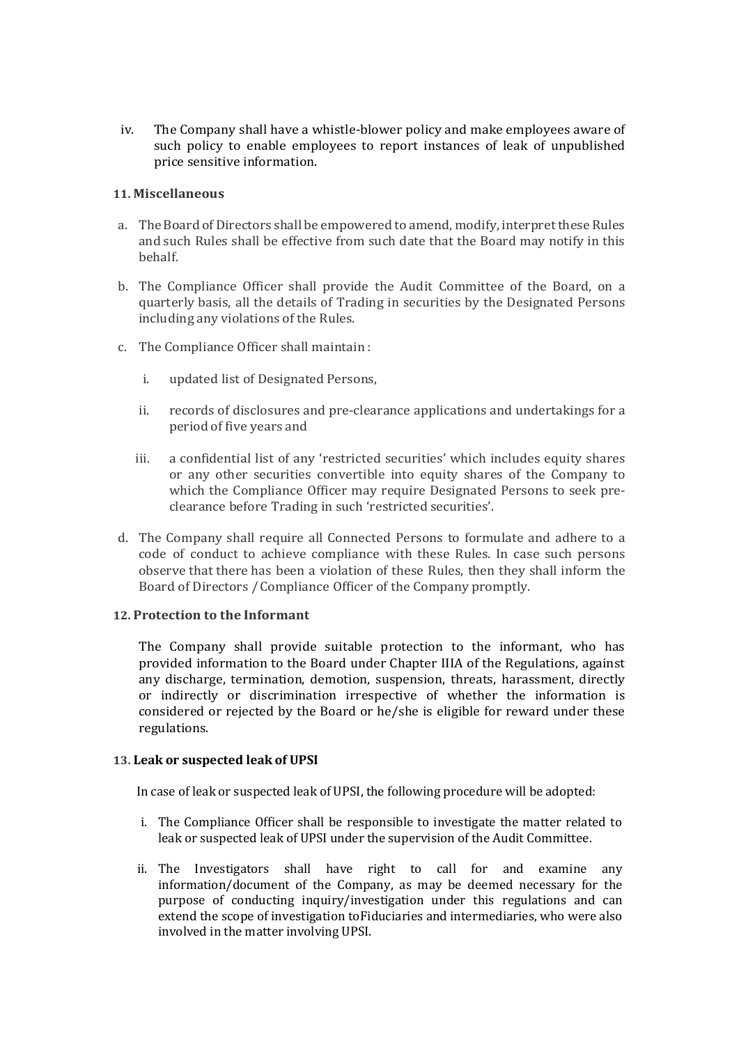iv. The Company shall have a whistle-blower policy and make employees aware of such policy to enable employees to report instances of leak of unpublished price sensitive information.

**11. Miscellaneous**

a. The Board of Directors shall be empowered to amend, modify, interpret these Rules and such Rules shall be effective from such date that the Board may notify in this behalf.

b. The Compliance Officer shall provide the Audit Committee of the Board, on a quarterly basis, all the details of Trading in securities by the Designated Persons including any violations of the Rules.

c. The Compliance Officer shall maintain :

   i. updated list of Designated Persons,

   ii. records of disclosures and pre-clearance applications and undertakings for a period of five years and

   iii. a confidential list of any 'restricted securities' which includes equity shares or any other securities convertible into equity shares of the Company to which the Compliance Officer may require Designated Persons to seek pre-clearance before Trading in such 'restricted securities'.

d. The Company shall require all Connected Persons to formulate and adhere to a code of conduct to achieve compliance with these Rules. In case such persons observe that there has been a violation of these Rules, then they shall inform the Board of Directors / Compliance Officer of the Company promptly.

**12. Protection to the Informant**

The Company shall provide suitable protection to the informant, who has provided information to the Board under Chapter IIIA of the Regulations, against any discharge, termination, demotion, suspension, threats, harassment, directly or indirectly or discrimination irrespective of whether the information is considered or rejected by the Board or he/she is eligible for reward under these regulations.

**13. Leak or suspected leak of UPSI**

In case of leak or suspected leak of UPSI, the following procedure will be adopted:

i. The Compliance Officer shall be responsible to investigate the matter related to leak or suspected leak of UPSI under the supervision of the Audit Committee.

ii. The Investigators shall have right to call for and examine any information/document of the Company, as may be deemed necessary for the purpose of conducting inquiry/investigation under this regulations and can extend the scope of investigation toFiduciaries and intermediaries, who were also involved in the matter involving UPSI.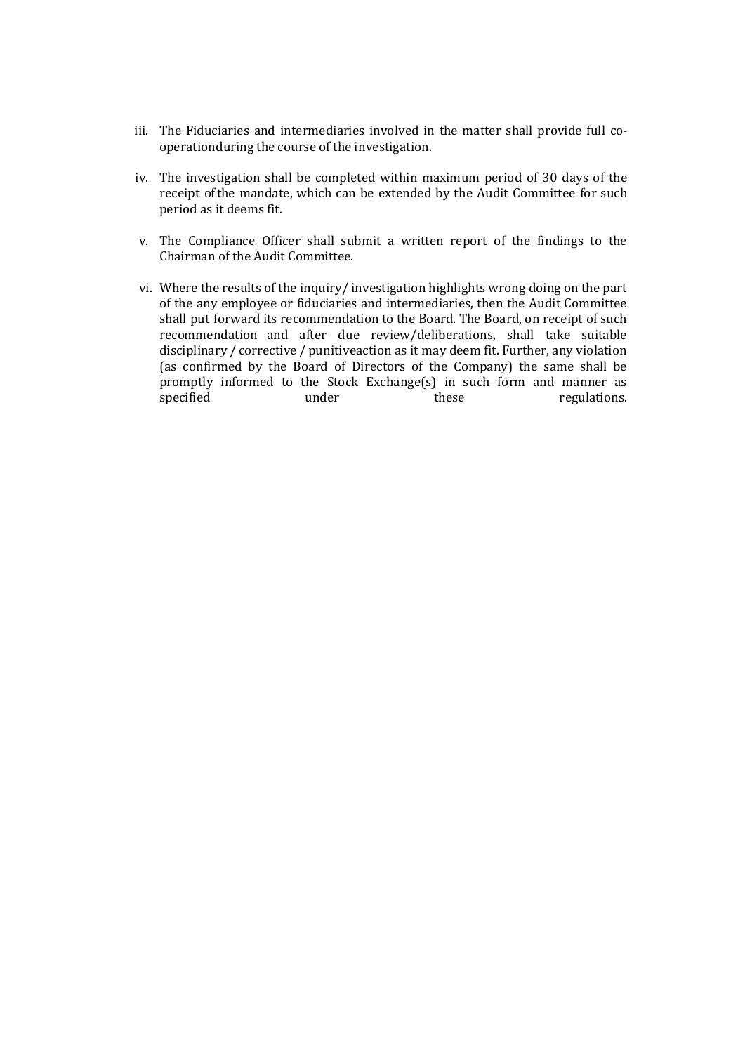iii. The Fiduciaries and intermediaries involved in the matter shall provide full co-operationduring the course of the investigation.

iv. The investigation shall be completed within maximum period of 30 days of the receipt of the mandate, which can be extended by the Audit Committee for such period as it deems fit.

v. The Compliance Officer shall submit a written report of the findings to the Chairman of the Audit Committee.

vi. Where the results of the inquiry/ investigation highlights wrong doing on the part of the any employee or fiduciaries and intermediaries, then the Audit Committee shall put forward its recommendation to the Board. The Board, on receipt of such recommendation and after due review/deliberations, shall take suitable disciplinary / corrective / punitiveaction as it may deem fit. Further, any violation (as confirmed by the Board of Directors of the Company) the same shall be promptly informed to the Stock Exchange(s) in such form and manner as specified under these regulations.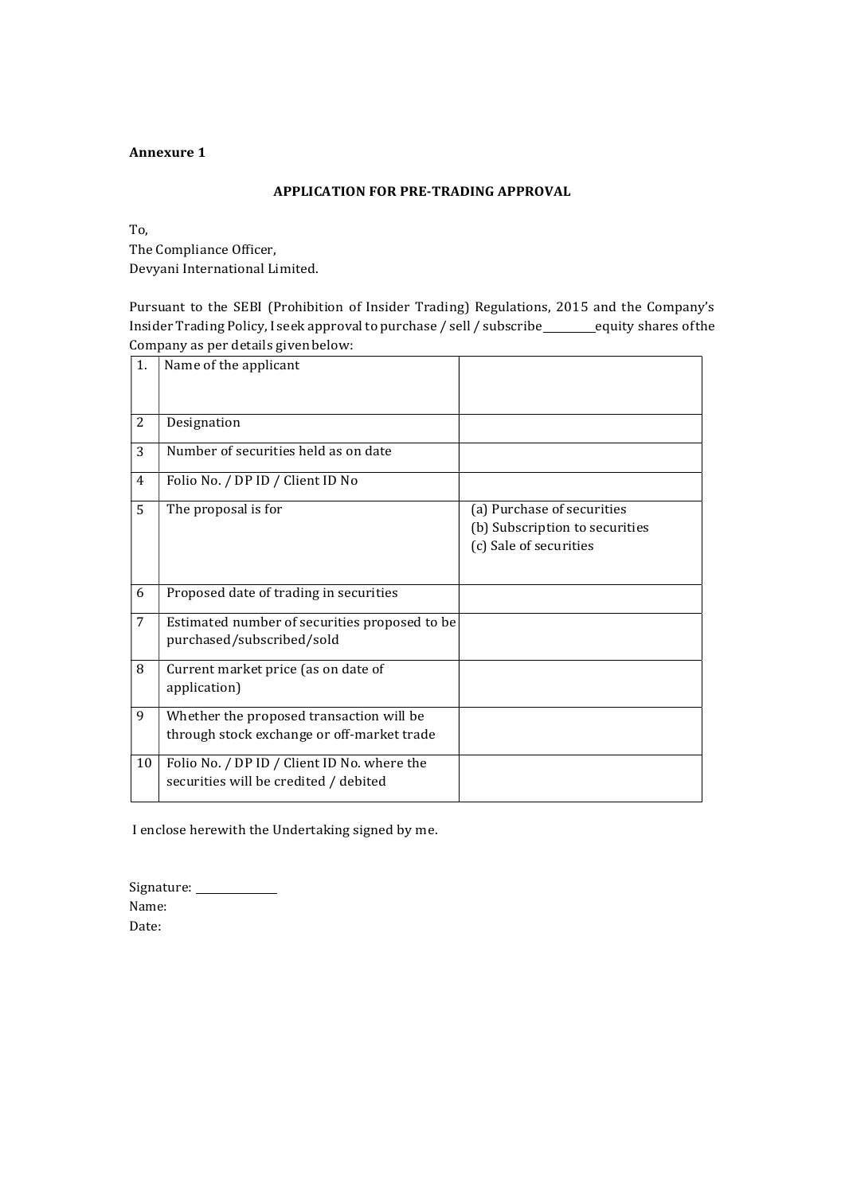**Annexure 1**

**APPLICATION FOR PRE-TRADING APPROVAL**

To,
The Compliance Officer,
Devyani International Limited.

Pursuant to the SEBI (Prohibition of Insider Trading) Regulations, 2015 and the Company's Insider Trading Policy, I seek approval to purchase / sell / subscribe ________ equity shares of the Company as per details given below:

| | | |
|---|---|---|
| 1. | Name of the applicant | |
| 2 | Designation | |
| 3 | Number of securities held as on date | |
| 4 | Folio No. / DP ID / Client ID No | |
| 5 | The proposal is for | (a) Purchase of securities<br>(b) Subscription to securities<br>(c) Sale of securities |
| 6 | Proposed date of trading in securities | |
| 7 | Estimated number of securities proposed to be purchased/subscribed/sold | |
| 8 | Current market price (as on date of application) | |
| 9 | Whether the proposed transaction will be through stock exchange or off-market trade | |
| 10 | Folio No. / DP ID / Client ID No. where the securities will be credited / debited | |

I enclose herewith the Undertaking signed by me.

Signature: ____________
Name:
Date: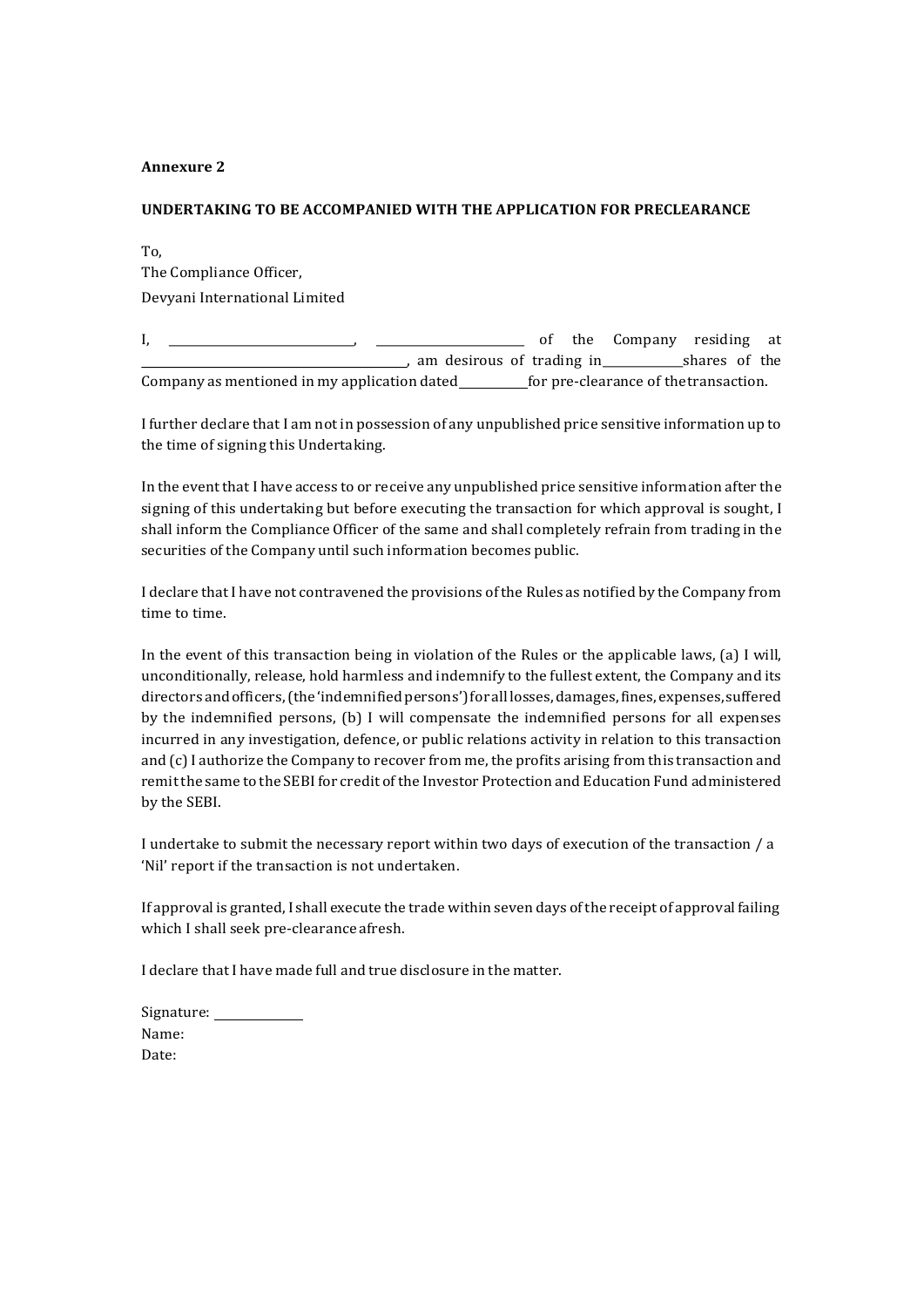**Annexure 2**

**UNDERTAKING TO BE ACCOMPANIED WITH THE APPLICATION FOR PRECLEARANCE**

To,
The Compliance Officer,
Devyani International Limited

I, ______________________________, ________________________ of the Company residing at ____________________________________________, am desirous of trading in_____________shares of the Company as mentioned in my application dated___________for pre-clearance of the transaction.

I further declare that I am not in possession of any unpublished price sensitive information up to the time of signing this Undertaking.

In the event that I have access to or receive any unpublished price sensitive information after the signing of this undertaking but before executing the transaction for which approval is sought, I shall inform the Compliance Officer of the same and shall completely refrain from trading in the securities of the Company until such information becomes public.

I declare that I have not contravened the provisions of the Rules as notified by the Company from time to time.

In the event of this transaction being in violation of the Rules or the applicable laws, (a) I will, unconditionally, release, hold harmless and indemnify to the fullest extent, the Company and its directors and officers, (the 'indemnified persons') for all losses, damages, fines, expenses, suffered by the indemnified persons, (b) I will compensate the indemnified persons for all expenses incurred in any investigation, defence, or public relations activity in relation to this transaction and (c) I authorize the Company to recover from me, the profits arising from this transaction and remit the same to the SEBI for credit of the Investor Protection and Education Fund administered by the SEBI.

I undertake to submit the necessary report within two days of execution of the transaction / a 'Nil' report if the transaction is not undertaken.

If approval is granted, I shall execute the trade within seven days of the receipt of approval failing which I shall seek pre-clearance afresh.

I declare that I have made full and true disclosure in the matter.

Signature: _____________
Name:
Date: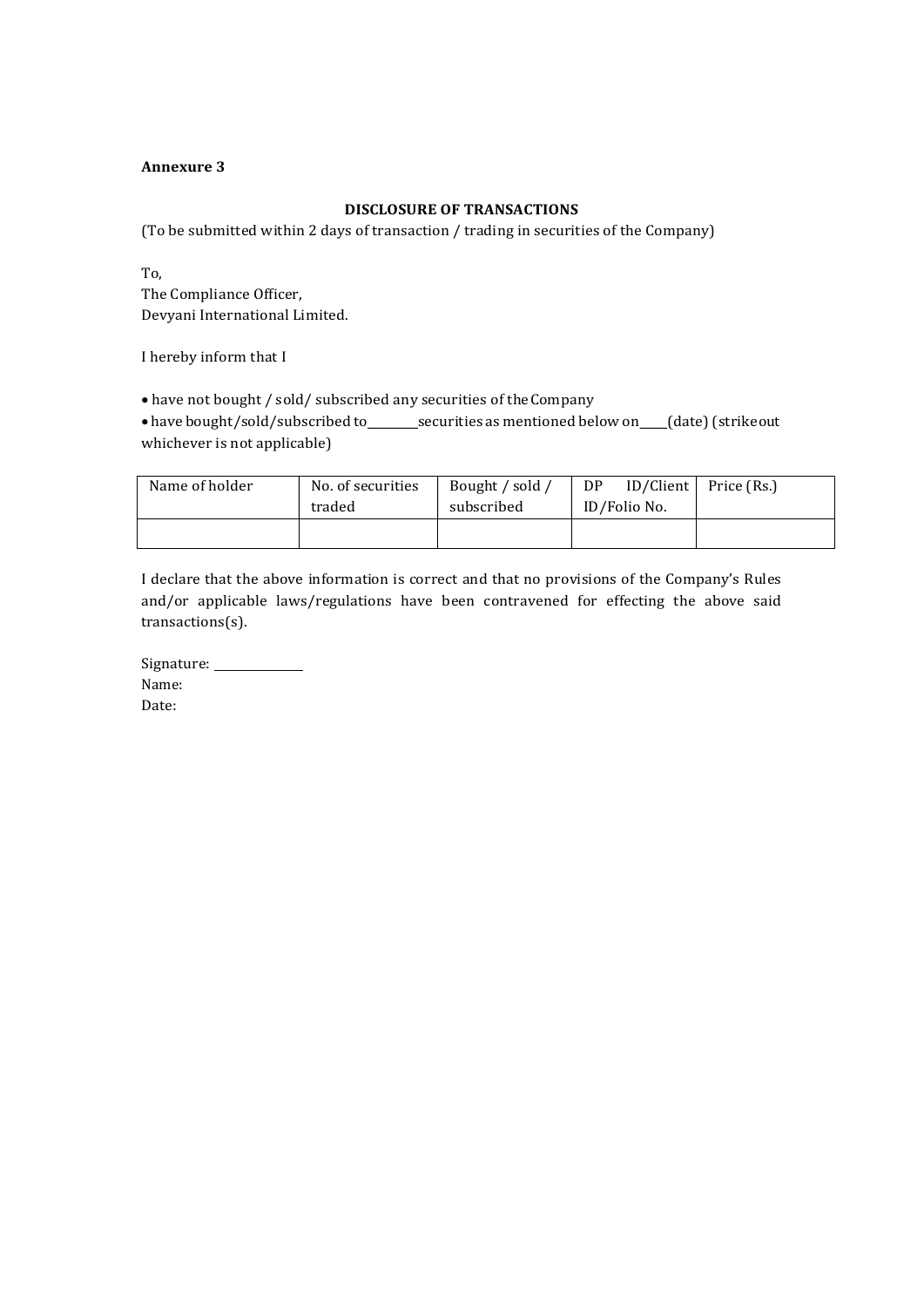**Annexure 3**

**DISCLOSURE OF TRANSACTIONS**

(To be submitted within 2 days of transaction / trading in securities of the Company)

To,
The Compliance Officer,
Devyani International Limited.

I hereby inform that I

- have not bought / sold/ subscribed any securities of the Company
- have bought/sold/subscribed to________securities as mentioned below on_____(date) (strike out whichever is not applicable)

| Name of holder | No. of securities traded | Bought / sold / subscribed | DP ID/Client ID/Folio No. | Price (Rs.) |
|---|---|---|---|---|
| | | | | |

I declare that the above information is correct and that no provisions of the Company's Rules and/or applicable laws/regulations have been contravened for effecting the above said transactions(s).

Signature: ______________
Name:
Date: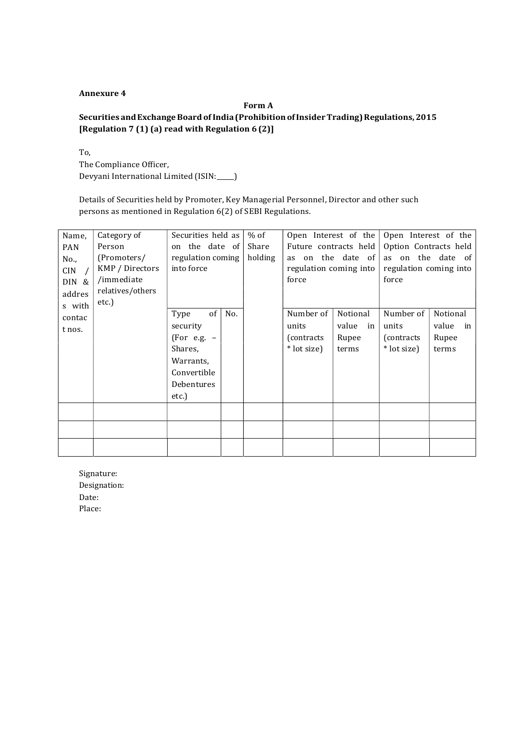**Annexure 4**

**Form A**

**Securities and Exchange Board of India (Prohibition of Insider Trading) Regulations, 2015 [Regulation 7 (1) (a) read with Regulation 6 (2)]**

To,
The Compliance Officer,
Devyani International Limited (ISIN:\_\_\_\_\_\_)

Details of Securities held by Promoter, Key Managerial Personnel, Director and other such persons as mentioned in Regulation 6(2) of SEBI Regulations.

| Name, PAN No., CIN / DIN & address with contact nos. | Category of Person (Promoters/ KMP / Directors /immediate relatives/others etc.) | Securities held as on the date of regulation coming into force | | % of Share holding | Open Interest of the Future contracts held as on the date of regulation coming into force | | Open Interest of the Option Contracts held as on the date of regulation coming into force | |
|---|---|---|---|---|---|---|---|---|
| | | Type of security (For e.g. – Shares, Warrants, Convertible Debentures etc.) | No. | | Number of units (contracts * lot size) | Notional value in Rupee terms | Number of units (contracts * lot size) | Notional value in Rupee terms |
| | | | | | | | | |
| | | | | | | | | |
| | | | | | | | | |

Signature:
Designation:
Date:
Place: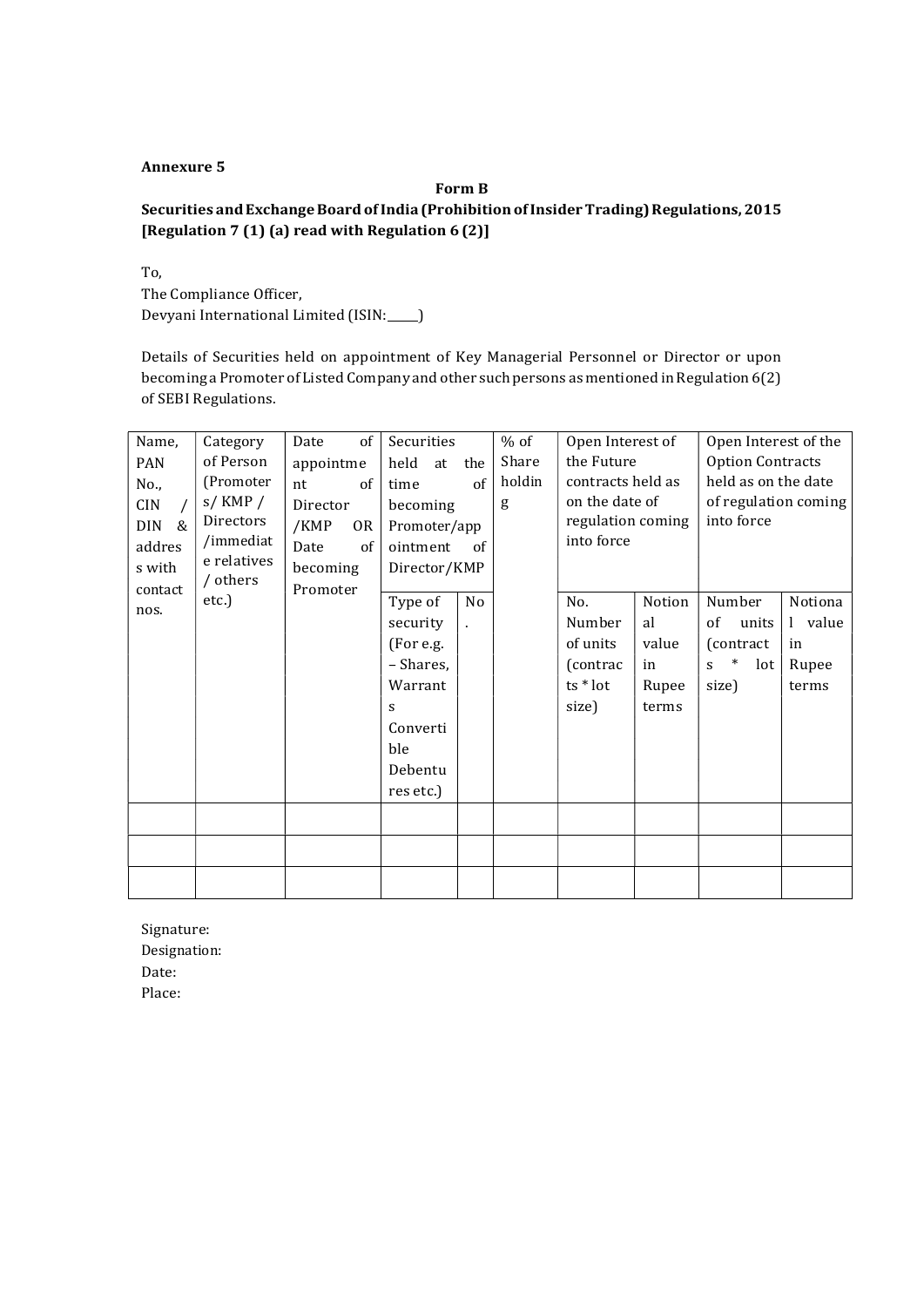**Annexure 5**

**Form B**

**Securities and Exchange Board of India (Prohibition of Insider Trading) Regulations, 2015 [Regulation 7 (1) (a) read with Regulation 6 (2)]**

To,
The Compliance Officer,
Devyani International Limited (ISIN:\_\_\_\_\_\_)

Details of Securities held on appointment of Key Managerial Personnel or Director or upon becoming a Promoter of Listed Company and other such persons as mentioned in Regulation 6(2) of SEBI Regulations.

| Name, PAN No., CIN / DIN & address with contact nos. | Category of Person (Promoters/ KMP / Directors /immediate relatives / others etc.) | Date of appointment of Director /KMP OR Date of becoming Promoter | Securities held at the time of becoming Promoter/appointment of Director/KMP | | % of Shareholding | Open Interest of the Future contracts held as on the date of regulation coming into force | | Open Interest of the Option Contracts held as on the date of regulation coming into force | |
|---|---|---|---|---|---|---|---|---|---|
| | | | Type of security (For e.g. – Shares, Warrants Convertible Debentures etc.) | No. | | No. Number of units (contracts * lot size) | Notional value in Rupee terms | Number of units (contracts * lot size) | Notional value in Rupee terms |
| | | | | | | | | | |
| | | | | | | | | | |
| | | | | | | | | | |

Signature:
Designation:
Date:
Place: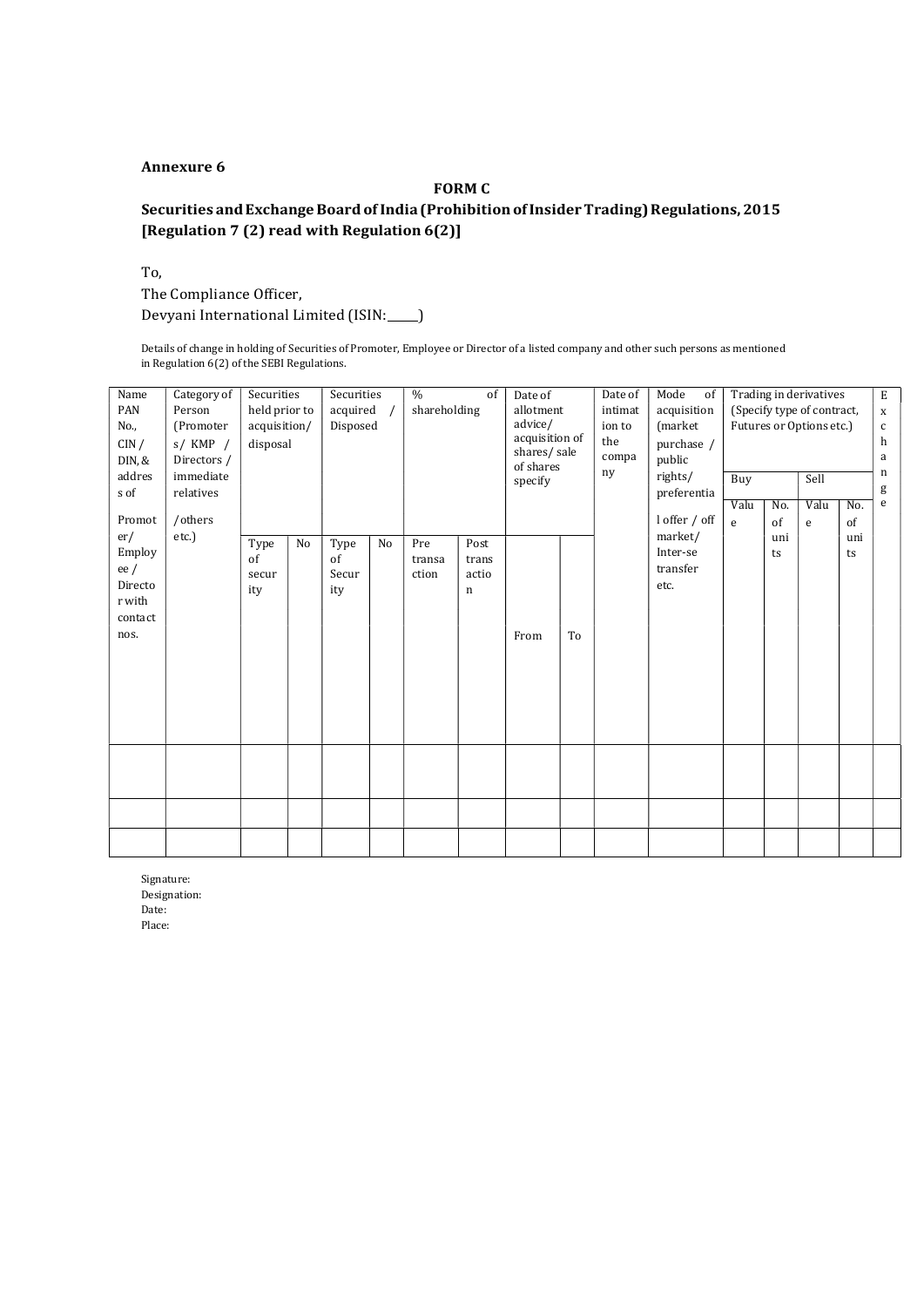**Annexure 6**

**FORM C**

**Securities and Exchange Board of India (Prohibition of Insider Trading) Regulations, 2015 [Regulation 7 (2) read with Regulation 6(2)]**

To,

The Compliance Officer,

Devyani International Limited (ISIN:\_\_\_\_\_\_)

Details of change in holding of Securities of Promoter, Employee or Director of a listed company and other such persons as mentioned in Regulation 6(2) of the SEBI Regulations.

| Name PAN No., CIN / DIN, & address of Promoter/ Employee / Director with contact nos. | Category of Person (Promoters/ KMP / Directors / immediate relatives /others etc.) | Securities held prior to acquisition/ disposal | | Securities acquired / Disposed | | % of shareholding | | Date of allotment advice/ acquisition of shares/ sale of shares specify | | Date of intimation to the company | Mode of acquisition (market purchase / public rights/ preferential offer / off market/ Inter-se transfer etc. | Trading in derivatives (Specify type of contract, Futures or Options etc.) | | | | Exchange |
|---|---|---|---|---|---|---|---|---|---|---|---|---|---|---|---|---|
| | | | | | | | | | | | | Buy | | Sell | | |
| | | Type of security | No | Type of Security | No | Pre transaction | Post transaction | From | To | | | Value | No. of units | Value | No. of units | |
| | | | | | | | | | | | | | | | | |
| | | | | | | | | | | | | | | | | |
| | | | | | | | | | | | | | | | | |

Signature:

Designation:

Date:

Place: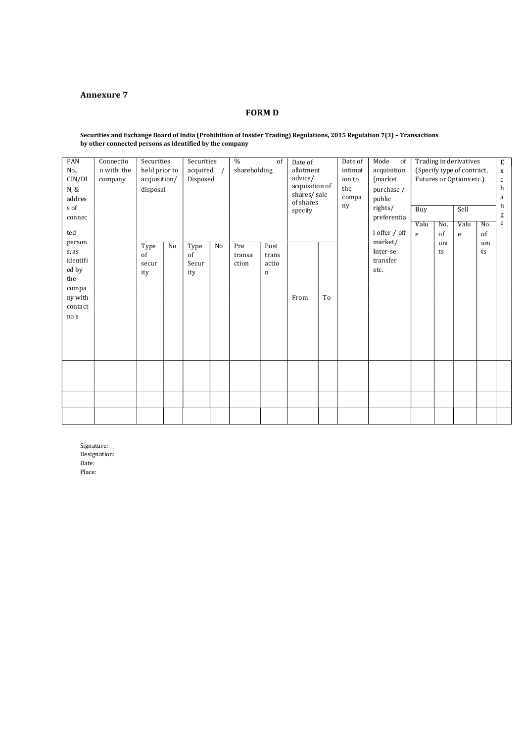## Annexure 7

### FORM D

**Securities and Exchange Board of India (Prohibition of Insider Trading) Regulations, 2015 Regulation 7(3) – Transactions by other connected persons as identified by the company**

| PAN No., CIN/DIN, & address of connected persons, as identified by the company with contact no's | Connection with the company | Securities held prior to acquisition/ disposal | | Securities acquired / Disposed | | % of shareholding | | Date of allotment advice/ acquisition of shares/ sale of shares specify | | Date of intimation to the company | Mode of acquisition (market purchase / public rights/ preferential offer / off market/ Inter-se transfer etc. | Trading in derivatives (Specify type of contract, Futures or Options etc.) | | | | Exchange |
|---|---|---|---|---|---|---|---|---|---|---|---|---|---|---|---|---|
| | | | | | | | | | | | | Buy | | Sell | | |
| | | Type of security | No | Type of Security | No | Pre transaction | Post transaction | From | To | | | Value | No. of units | Value | No. of units | |
| | | | | | | | | | | | | | | | | |
| | | | | | | | | | | | | | | | | |
| | | | | | | | | | | | | | | | | |

Signature:
Designation:
Date:
Place: